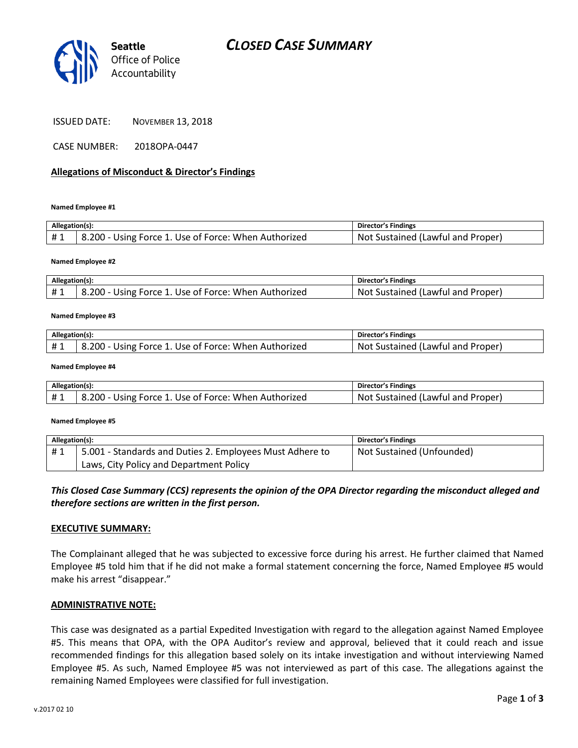Seattle Office of Police Accountability

# CLOSED CASE SUMMARY

ISSUED DATE: NOVEMBER 13, 2018

CASE NUMBER: 2018OPA-0447

## Allegations of Misconduct & Director's Findings

**Named Employee #1**

| Allegation(s): | | Director's Findings |
|---|---|---|
| # 1 | 8.200 - Using Force 1. Use of Force: When Authorized | Not Sustained (Lawful and Proper) |

**Named Employee #2**

| Allegation(s): | | Director's Findings |
|---|---|---|
| # 1 | 8.200 - Using Force 1. Use of Force: When Authorized | Not Sustained (Lawful and Proper) |

**Named Employee #3**

| Allegation(s): | | Director's Findings |
|---|---|---|
| # 1 | 8.200 - Using Force 1. Use of Force: When Authorized | Not Sustained (Lawful and Proper) |

**Named Employee #4**

| Allegation(s): | | Director's Findings |
|---|---|---|
| # 1 | 8.200 - Using Force 1. Use of Force: When Authorized | Not Sustained (Lawful and Proper) |

**Named Employee #5**

| Allegation(s): | | Director's Findings |
|---|---|---|
| # 1 | 5.001 - Standards and Duties 2. Employees Must Adhere to Laws, City Policy and Department Policy | Not Sustained (Unfounded) |

***This Closed Case Summary (CCS) represents the opinion of the OPA Director regarding the misconduct alleged and therefore sections are written in the first person.***

**EXECUTIVE SUMMARY:**

The Complainant alleged that he was subjected to excessive force during his arrest. He further claimed that Named Employee #5 told him that if he did not make a formal statement concerning the force, Named Employee #5 would make his arrest "disappear."

**ADMINISTRATIVE NOTE:**

This case was designated as a partial Expedited Investigation with regard to the allegation against Named Employee #5. This means that OPA, with the OPA Auditor's review and approval, believed that it could reach and issue recommended findings for this allegation based solely on its intake investigation and without interviewing Named Employee #5. As such, Named Employee #5 was not interviewed as part of this case. The allegations against the remaining Named Employees were classified for full investigation.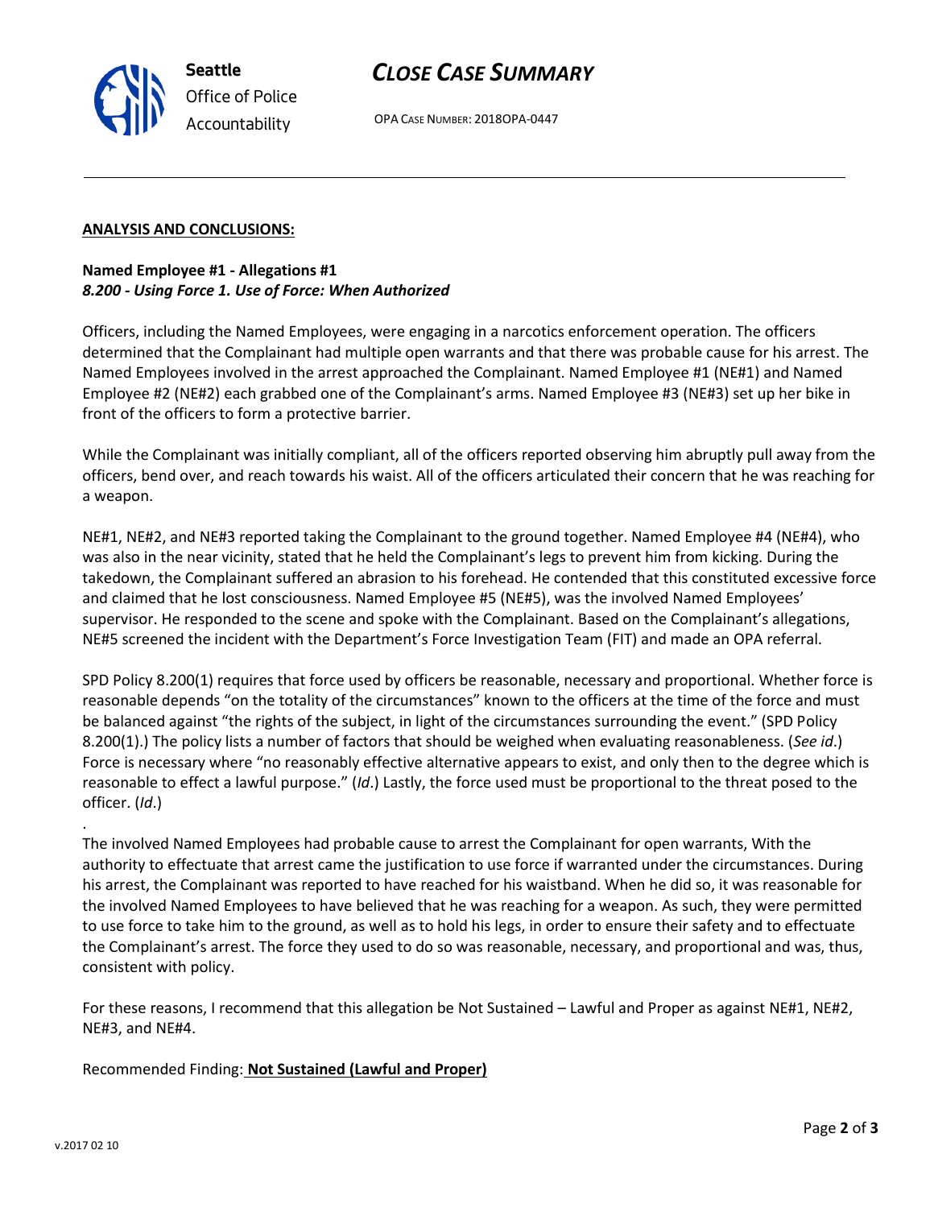## ANALYSIS AND CONCLUSIONS:

**Named Employee #1 - Allegations #1**
***8.200 - Using Force 1. Use of Force: When Authorized***

Officers, including the Named Employees, were engaging in a narcotics enforcement operation. The officers determined that the Complainant had multiple open warrants and that there was probable cause for his arrest. The Named Employees involved in the arrest approached the Complainant. Named Employee #1 (NE#1) and Named Employee #2 (NE#2) each grabbed one of the Complainant's arms. Named Employee #3 (NE#3) set up her bike in front of the officers to form a protective barrier.

While the Complainant was initially compliant, all of the officers reported observing him abruptly pull away from the officers, bend over, and reach towards his waist. All of the officers articulated their concern that he was reaching for a weapon.

NE#1, NE#2, and NE#3 reported taking the Complainant to the ground together. Named Employee #4 (NE#4), who was also in the near vicinity, stated that he held the Complainant's legs to prevent him from kicking. During the takedown, the Complainant suffered an abrasion to his forehead. He contended that this constituted excessive force and claimed that he lost consciousness. Named Employee #5 (NE#5), was the involved Named Employees' supervisor. He responded to the scene and spoke with the Complainant. Based on the Complainant's allegations, NE#5 screened the incident with the Department's Force Investigation Team (FIT) and made an OPA referral.

SPD Policy 8.200(1) requires that force used by officers be reasonable, necessary and proportional. Whether force is reasonable depends "on the totality of the circumstances" known to the officers at the time of the force and must be balanced against "the rights of the subject, in light of the circumstances surrounding the event." (SPD Policy 8.200(1).) The policy lists a number of factors that should be weighed when evaluating reasonableness. (*See id*.) Force is necessary where "no reasonably effective alternative appears to exist, and only then to the degree which is reasonable to effect a lawful purpose." (*Id*.) Lastly, the force used must be proportional to the threat posed to the officer. (*Id*.)

.

The involved Named Employees had probable cause to arrest the Complainant for open warrants, With the authority to effectuate that arrest came the justification to use force if warranted under the circumstances. During his arrest, the Complainant was reported to have reached for his waistband. When he did so, it was reasonable for the involved Named Employees to have believed that he was reaching for a weapon. As such, they were permitted to use force to take him to the ground, as well as to hold his legs, in order to ensure their safety and to effectuate the Complainant's arrest. The force they used to do so was reasonable, necessary, and proportional and was, thus, consistent with policy.

For these reasons, I recommend that this allegation be Not Sustained – Lawful and Proper as against NE#1, NE#2, NE#3, and NE#4.

Recommended Finding: **Not Sustained (Lawful and Proper)**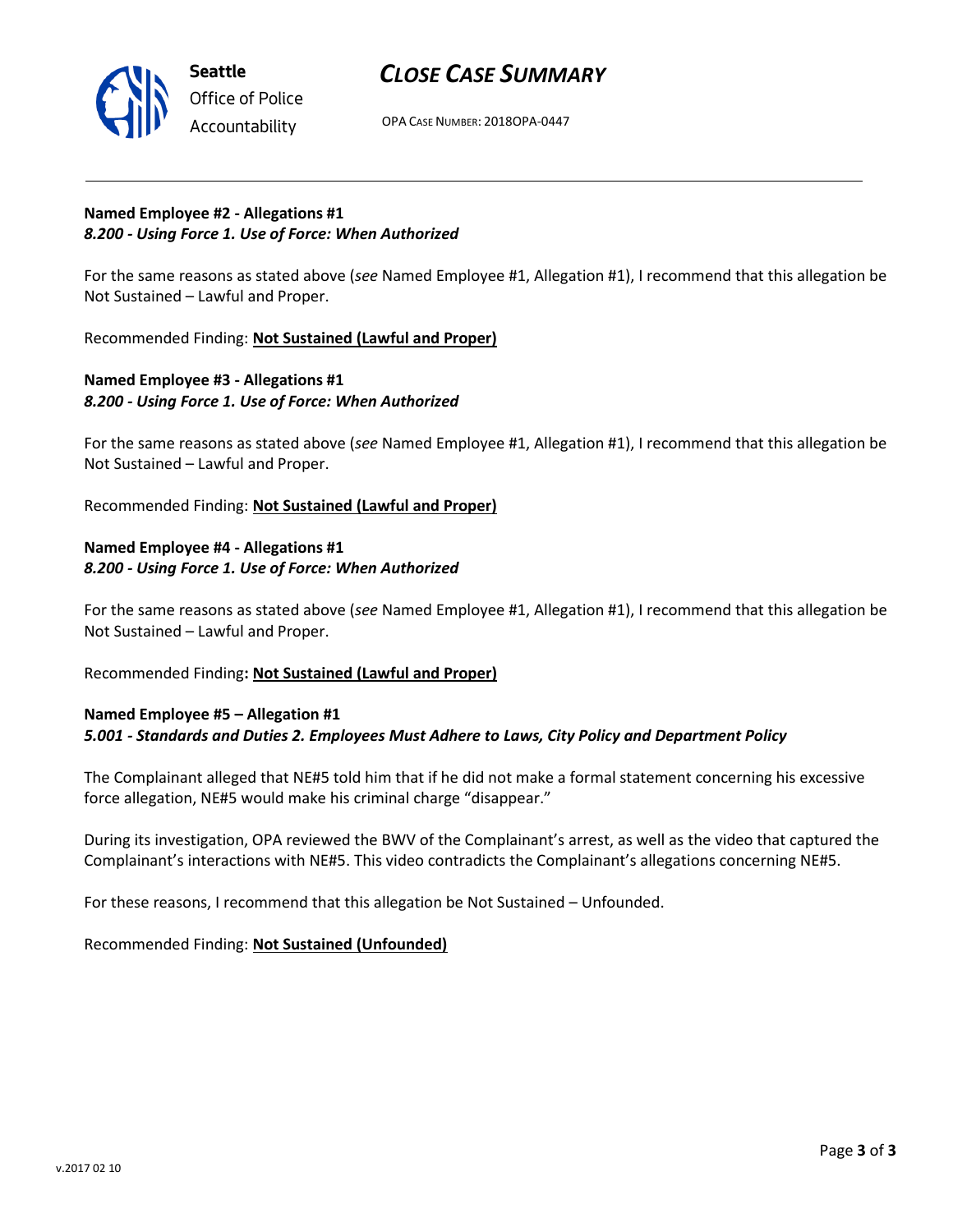**Named Employee #2 - Allegations #1**
***8.200 - Using Force 1. Use of Force: When Authorized***

For the same reasons as stated above (*see* Named Employee #1, Allegation #1), I recommend that this allegation be Not Sustained – Lawful and Proper.

Recommended Finding: **Not Sustained (Lawful and Proper)**

**Named Employee #3 - Allegations #1**
***8.200 - Using Force 1. Use of Force: When Authorized***

For the same reasons as stated above (*see* Named Employee #1, Allegation #1), I recommend that this allegation be Not Sustained – Lawful and Proper.

Recommended Finding: **Not Sustained (Lawful and Proper)**

**Named Employee #4 - Allegations #1**
***8.200 - Using Force 1. Use of Force: When Authorized***

For the same reasons as stated above (*see* Named Employee #1, Allegation #1), I recommend that this allegation be Not Sustained – Lawful and Proper.

Recommended Finding**: Not Sustained (Lawful and Proper)**

**Named Employee #5 – Allegation #1**
***5.001 - Standards and Duties 2. Employees Must Adhere to Laws, City Policy and Department Policy***

The Complainant alleged that NE#5 told him that if he did not make a formal statement concerning his excessive force allegation, NE#5 would make his criminal charge "disappear."

During its investigation, OPA reviewed the BWV of the Complainant's arrest, as well as the video that captured the Complainant's interactions with NE#5. This video contradicts the Complainant's allegations concerning NE#5.

For these reasons, I recommend that this allegation be Not Sustained – Unfounded.

Recommended Finding: **Not Sustained (Unfounded)**